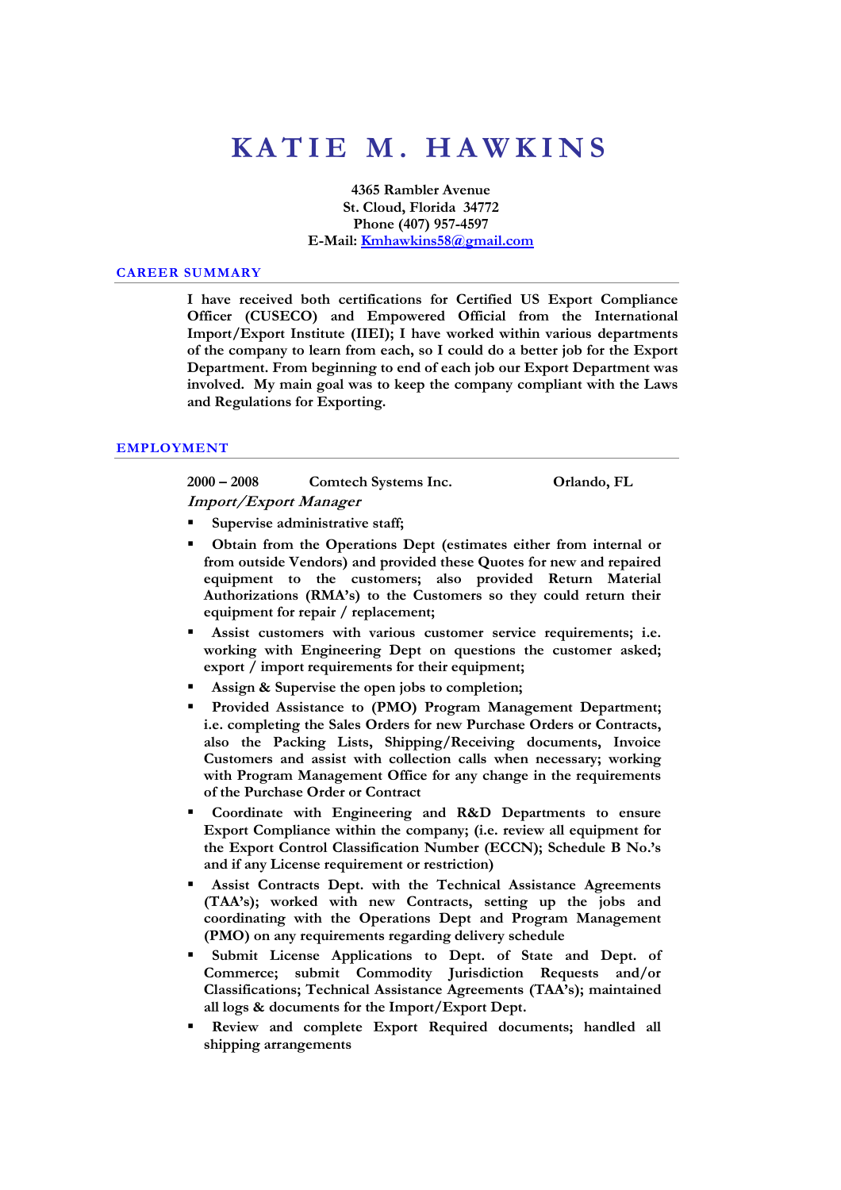# KATIE M. HAWKINS

**4365 Rambler Avenue**
**St. Cloud, Florida 34772**
**Phone (407) 957-4597**
**E-Mail: Kmhawkins58@gmail.com**

## CAREER SUMMARY

**I have received both certifications for Certified US Export Compliance Officer (CUSECO) and Empowered Official from the International Import/Export Institute (IIEI); I have worked within various departments of the company to learn from each, so I could do a better job for the Export Department. From beginning to end of each job our Export Department was involved. My main goal was to keep the company compliant with the Laws and Regulations for Exporting.**

## EMPLOYMENT

**2000 – 2008 Comtech Systems Inc. Orlando, FL**

***Import/Export Manager***

- **Supervise administrative staff;**
- **Obtain from the Operations Dept (estimates either from internal or from outside Vendors) and provided these Quotes for new and repaired equipment to the customers; also provided Return Material Authorizations (RMA's) to the Customers so they could return their equipment for repair / replacement;**
- **Assist customers with various customer service requirements; i.e. working with Engineering Dept on questions the customer asked; export / import requirements for their equipment;**
- **Assign & Supervise the open jobs to completion;**
- **Provided Assistance to (PMO) Program Management Department; i.e. completing the Sales Orders for new Purchase Orders or Contracts, also the Packing Lists, Shipping/Receiving documents, Invoice Customers and assist with collection calls when necessary; working with Program Management Office for any change in the requirements of the Purchase Order or Contract**
- **Coordinate with Engineering and R&D Departments to ensure Export Compliance within the company; (i.e. review all equipment for the Export Control Classification Number (ECCN); Schedule B No.'s and if any License requirement or restriction)**
- **Assist Contracts Dept. with the Technical Assistance Agreements (TAA's); worked with new Contracts, setting up the jobs and coordinating with the Operations Dept and Program Management (PMO) on any requirements regarding delivery schedule**
- **Submit License Applications to Dept. of State and Dept. of Commerce; submit Commodity Jurisdiction Requests and/or Classifications; Technical Assistance Agreements (TAA's); maintained all logs & documents for the Import/Export Dept.**
- **Review and complete Export Required documents; handled all shipping arrangements**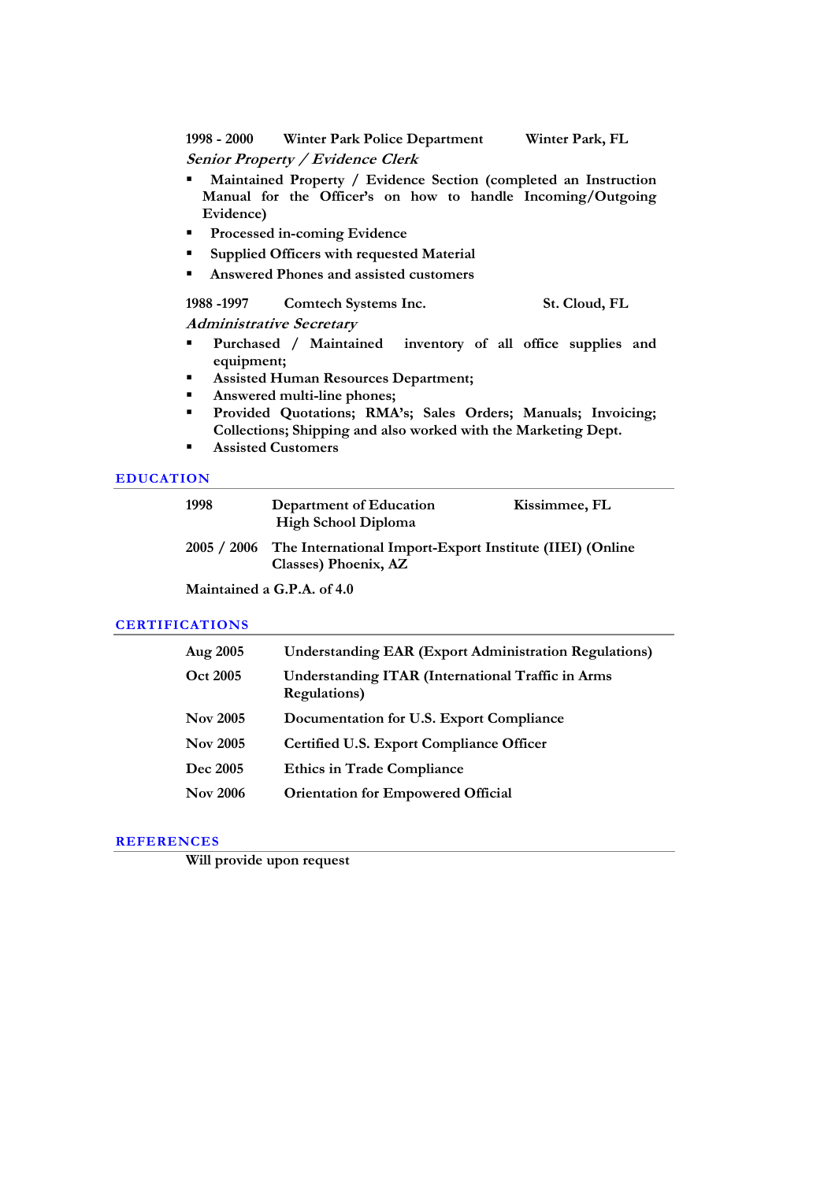**1998 - 2000 Winter Park Police Department Winter Park, FL**

***Senior Property / Evidence Clerk***

- Maintained Property / Evidence Section (completed an Instruction Manual for the Officer's on how to handle Incoming/Outgoing Evidence)
- Processed in-coming Evidence
- Supplied Officers with requested Material
- Answered Phones and assisted customers

**1988 -1997 Comtech Systems Inc. St. Cloud, FL**

***Administrative Secretary***

- Purchased / Maintained inventory of all office supplies and equipment;
- Assisted Human Resources Department;
- Answered multi-line phones;
- Provided Quotations; RMA's; Sales Orders; Manuals; Invoicing; Collections; Shipping and also worked with the Marketing Dept.
- Assisted Customers

## EDUCATION

**1998 Department of Education Kissimmee, FL**
**High School Diploma**

**2005 / 2006 The International Import-Export Institute (IIEI) (Online Classes) Phoenix, AZ**

**Maintained a G.P.A. of 4.0**

## CERTIFICATIONS

| | |
|---|---|
| **Aug 2005** | **Understanding EAR (Export Administration Regulations)** |
| **Oct 2005** | **Understanding ITAR (International Traffic in Arms Regulations)** |
| **Nov 2005** | **Documentation for U.S. Export Compliance** |
| **Nov 2005** | **Certified U.S. Export Compliance Officer** |
| **Dec 2005** | **Ethics in Trade Compliance** |
| **Nov 2006** | **Orientation for Empowered Official** |

## REFERENCES

**Will provide upon request**